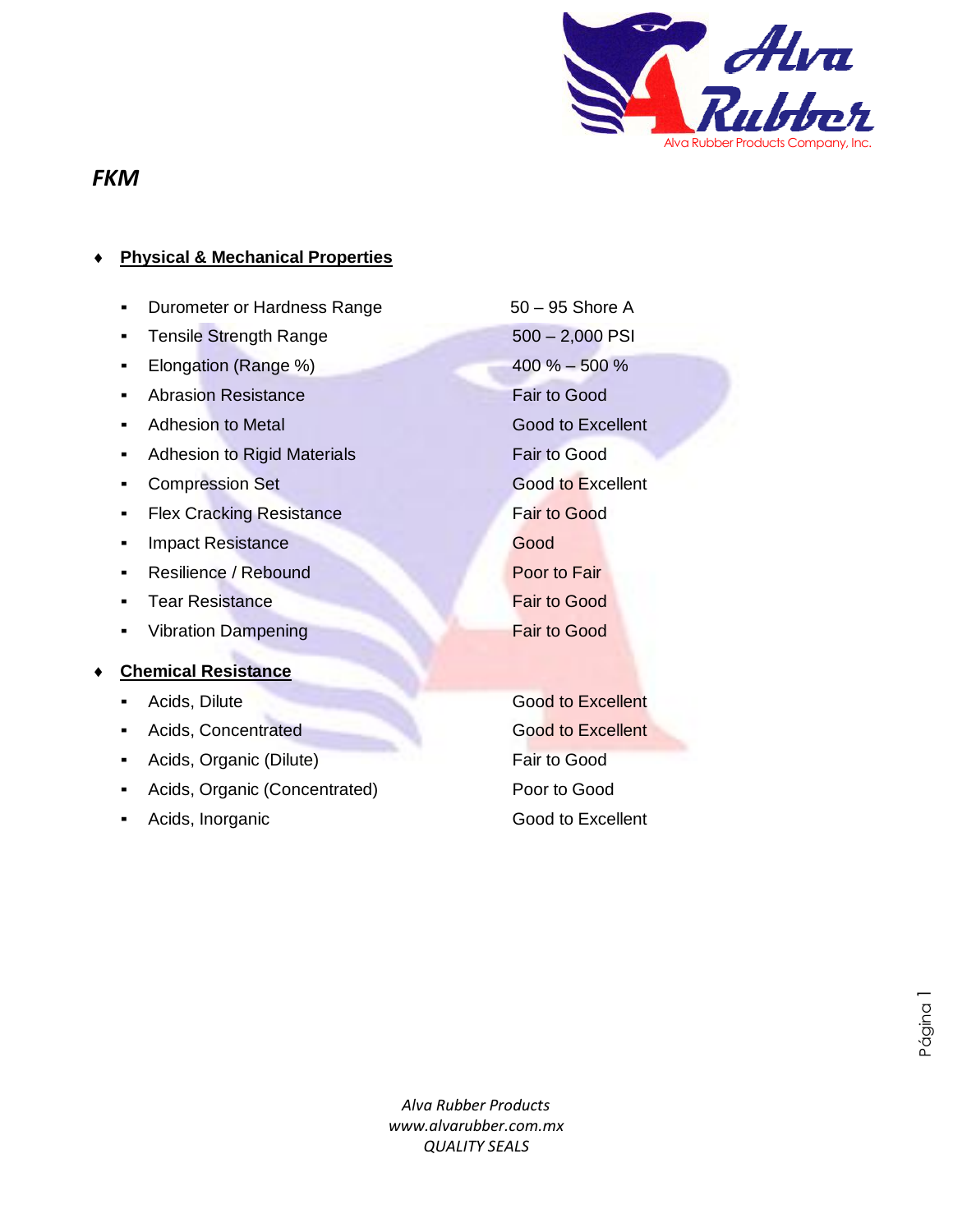# FKM

- **Physical & Mechanical Properties**
  - Durometer or Hardness Range — 50 – 95 Shore A
  - Tensile Strength Range — 500 – 2,000 PSI
  - Elongation (Range %) — 400 % – 500 %
  - Abrasion Resistance — Fair to Good
  - Adhesion to Metal — Good to Excellent
  - Adhesion to Rigid Materials — Fair to Good
  - Compression Set — Good to Excellent
  - Flex Cracking Resistance — Fair to Good
  - Impact Resistance — Good
  - Resilience / Rebound — Poor to Fair
  - Tear Resistance — Fair to Good
  - Vibration Dampening — Fair to Good
- **Chemical Resistance**
  - Acids, Dilute — Good to Excellent
  - Acids, Concentrated — Good to Excellent
  - Acids, Organic (Dilute) — Fair to Good
  - Acids, Organic (Concentrated) — Poor to Good
  - Acids, Inorganic — Good to Excellent

*Alva Rubber Products*
*www.alvarubber.com.mx*
*QUALITY SEALS*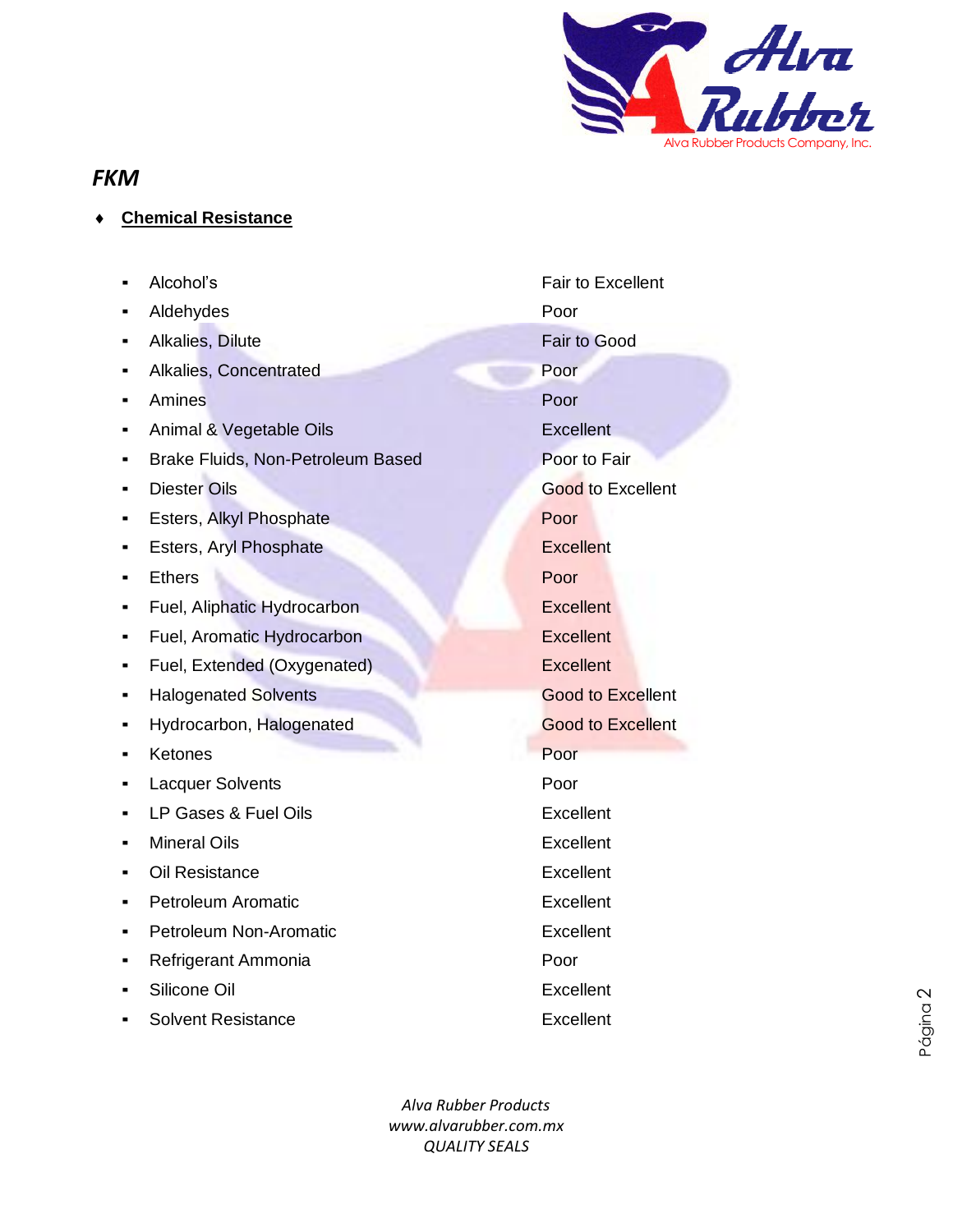## *FKM*

- **Chemical Resistance**

| Chemical | Resistance |
|---|---|
| Alcohol's | Fair to Excellent |
| Aldehydes | Poor |
| Alkalies, Dilute | Fair to Good |
| Alkalies, Concentrated | Poor |
| Amines | Poor |
| Animal & Vegetable Oils | Excellent |
| Brake Fluids, Non-Petroleum Based | Poor to Fair |
| Diester Oils | Good to Excellent |
| Esters, Alkyl Phosphate | Poor |
| Esters, Aryl Phosphate | Excellent |
| Ethers | Poor |
| Fuel, Aliphatic Hydrocarbon | Excellent |
| Fuel, Aromatic Hydrocarbon | Excellent |
| Fuel, Extended (Oxygenated) | Excellent |
| Halogenated Solvents | Good to Excellent |
| Hydrocarbon, Halogenated | Good to Excellent |
| Ketones | Poor |
| Lacquer Solvents | Poor |
| LP Gases & Fuel Oils | Excellent |
| Mineral Oils | Excellent |
| Oil Resistance | Excellent |
| Petroleum Aromatic | Excellent |
| Petroleum Non-Aromatic | Excellent |
| Refrigerant Ammonia | Poor |
| Silicone Oil | Excellent |
| Solvent Resistance | Excellent |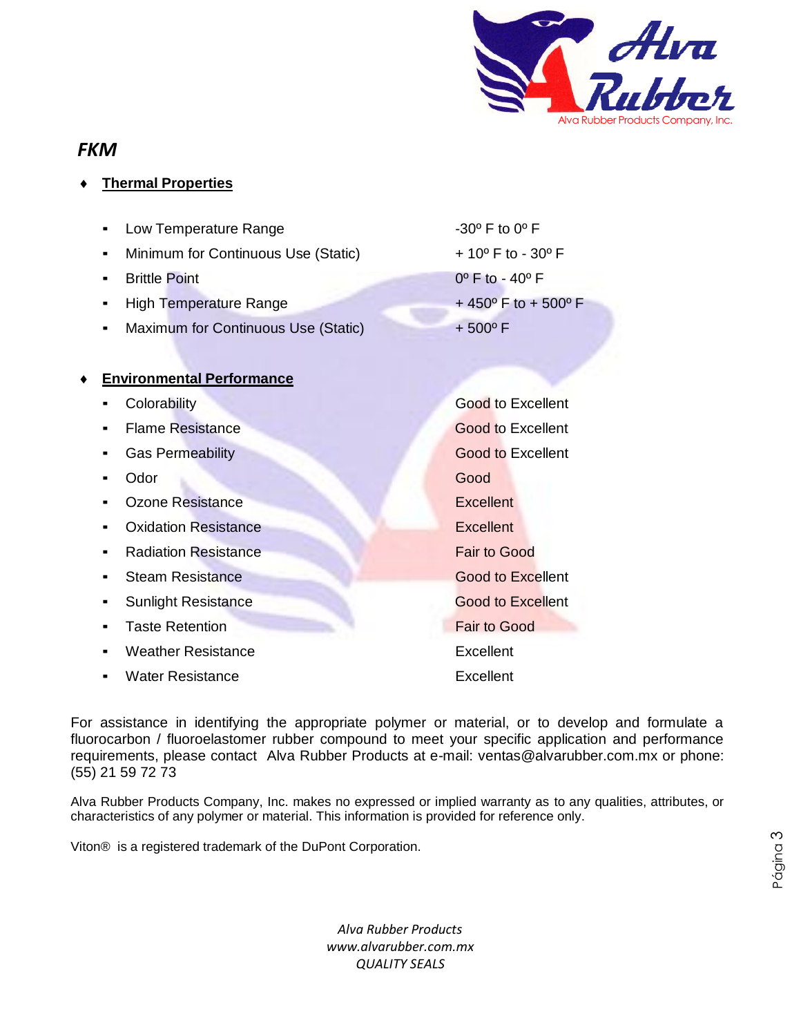## *FKM*

- **Thermal Properties**

| | |
|---|---|
| Low Temperature Range | -30º F to 0º F |
| Minimum for Continuous Use (Static) | + 10º F to - 30º F |
| Brittle Point | 0º F to - 40º F |
| High Temperature Range | + 450º F to + 500º F |
| Maximum for Continuous Use (Static) | + 500º F |

- **Environmental Performance**

| | |
|---|---|
| Colorability | Good to Excellent |
| Flame Resistance | Good to Excellent |
| Gas Permeability | Good to Excellent |
| Odor | Good |
| Ozone Resistance | Excellent |
| Oxidation Resistance | Excellent |
| Radiation Resistance | Fair to Good |
| Steam Resistance | Good to Excellent |
| Sunlight Resistance | Good to Excellent |
| Taste Retention | Fair to Good |
| Weather Resistance | Excellent |
| Water Resistance | Excellent |

For assistance in identifying the appropriate polymer or material, or to develop and formulate a fluorocarbon / fluoroelastomer rubber compound to meet your specific application and performance requirements, please contact Alva Rubber Products at e-mail: ventas@alvarubber.com.mx or phone: (55) 21 59 72 73

Alva Rubber Products Company, Inc. makes no expressed or implied warranty as to any qualities, attributes, or characteristics of any polymer or material. This information is provided for reference only.

Viton® is a registered trademark of the DuPont Corporation.